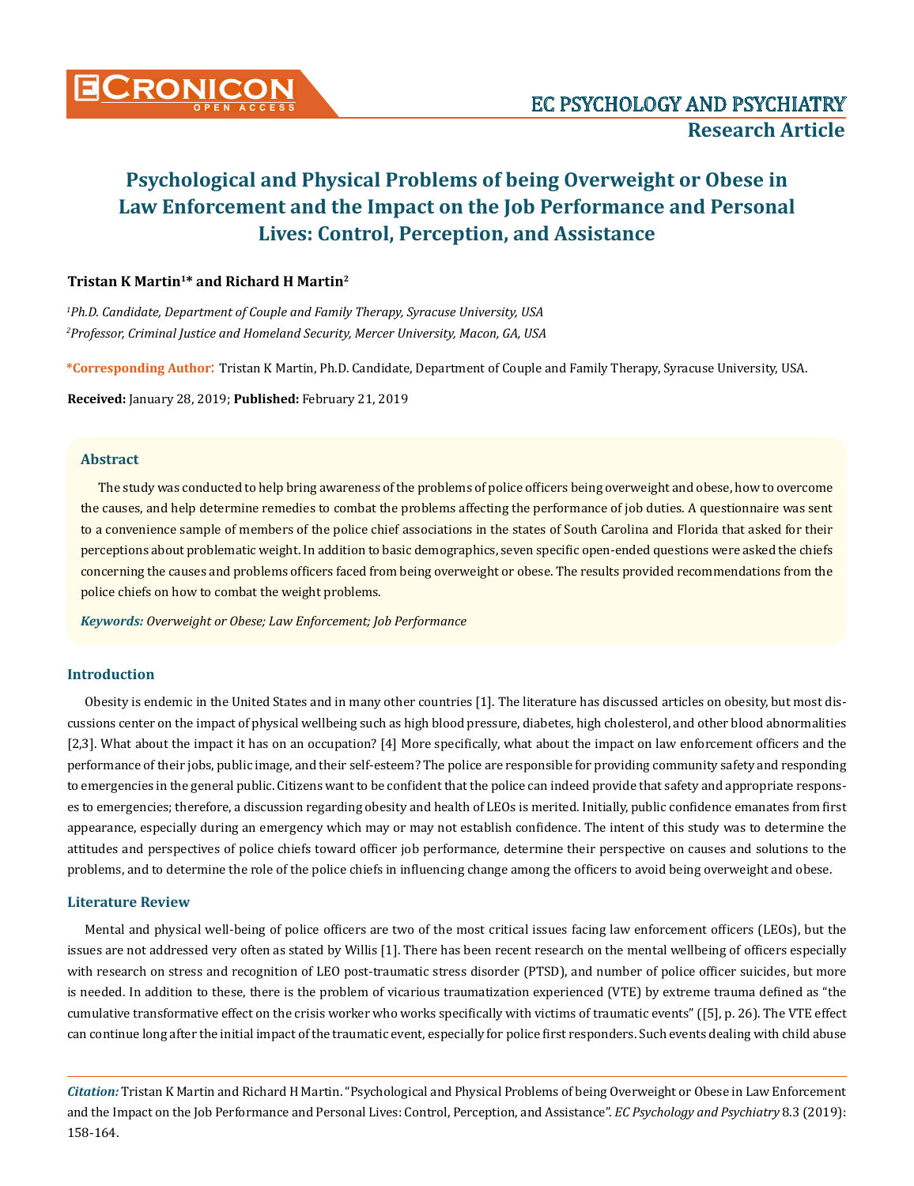# Psychological and Physical Problems of being Overweight or Obese in Law Enforcement and the Impact on the Job Performance and Personal Lives: Control, Perception, and Assistance

**Tristan K Martin[1]* and Richard H Martin[2]**

*[1]Ph.D. Candidate, Department of Couple and Family Therapy, Syracuse University, USA*

*[2]Professor, Criminal Justice and Homeland Security, Mercer University, Macon, GA, USA*

**\*Corresponding Author:** Tristan K Martin, Ph.D. Candidate, Department of Couple and Family Therapy, Syracuse University, USA.

**Received:** January 28, 2019; **Published:** February 21, 2019

## Abstract

The study was conducted to help bring awareness of the problems of police officers being overweight and obese, how to overcome the causes, and help determine remedies to combat the problems affecting the performance of job duties. A questionnaire was sent to a convenience sample of members of the police chief associations in the states of South Carolina and Florida that asked for their perceptions about problematic weight. In addition to basic demographics, seven specific open-ended questions were asked the chiefs concerning the causes and problems officers faced from being overweight or obese. The results provided recommendations from the police chiefs on how to combat the weight problems.

***Keywords:*** *Overweight or Obese; Law Enforcement; Job Performance*

## Introduction

Obesity is endemic in the United States and in many other countries [1]. The literature has discussed articles on obesity, but most discussions center on the impact of physical wellbeing such as high blood pressure, diabetes, high cholesterol, and other blood abnormalities [2,3]. What about the impact it has on an occupation? [4] More specifically, what about the impact on law enforcement officers and the performance of their jobs, public image, and their self-esteem? The police are responsible for providing community safety and responding to emergencies in the general public. Citizens want to be confident that the police can indeed provide that safety and appropriate responses to emergencies; therefore, a discussion regarding obesity and health of LEOs is merited. Initially, public confidence emanates from first appearance, especially during an emergency which may or may not establish confidence. The intent of this study was to determine the attitudes and perspectives of police chiefs toward officer job performance, determine their perspective on causes and solutions to the problems, and to determine the role of the police chiefs in influencing change among the officers to avoid being overweight and obese.

## Literature Review

Mental and physical well-being of police officers are two of the most critical issues facing law enforcement officers (LEOs), but the issues are not addressed very often as stated by Willis [1]. There has been recent research on the mental wellbeing of officers especially with research on stress and recognition of LEO post-traumatic stress disorder (PTSD), and number of police officer suicides, but more is needed. In addition to these, there is the problem of vicarious traumatization experienced (VTE) by extreme trauma defined as "the cumulative transformative effect on the crisis worker who works specifically with victims of traumatic events" ([5], p. 26). The VTE effect can continue long after the initial impact of the traumatic event, especially for police first responders. Such events dealing with child abuse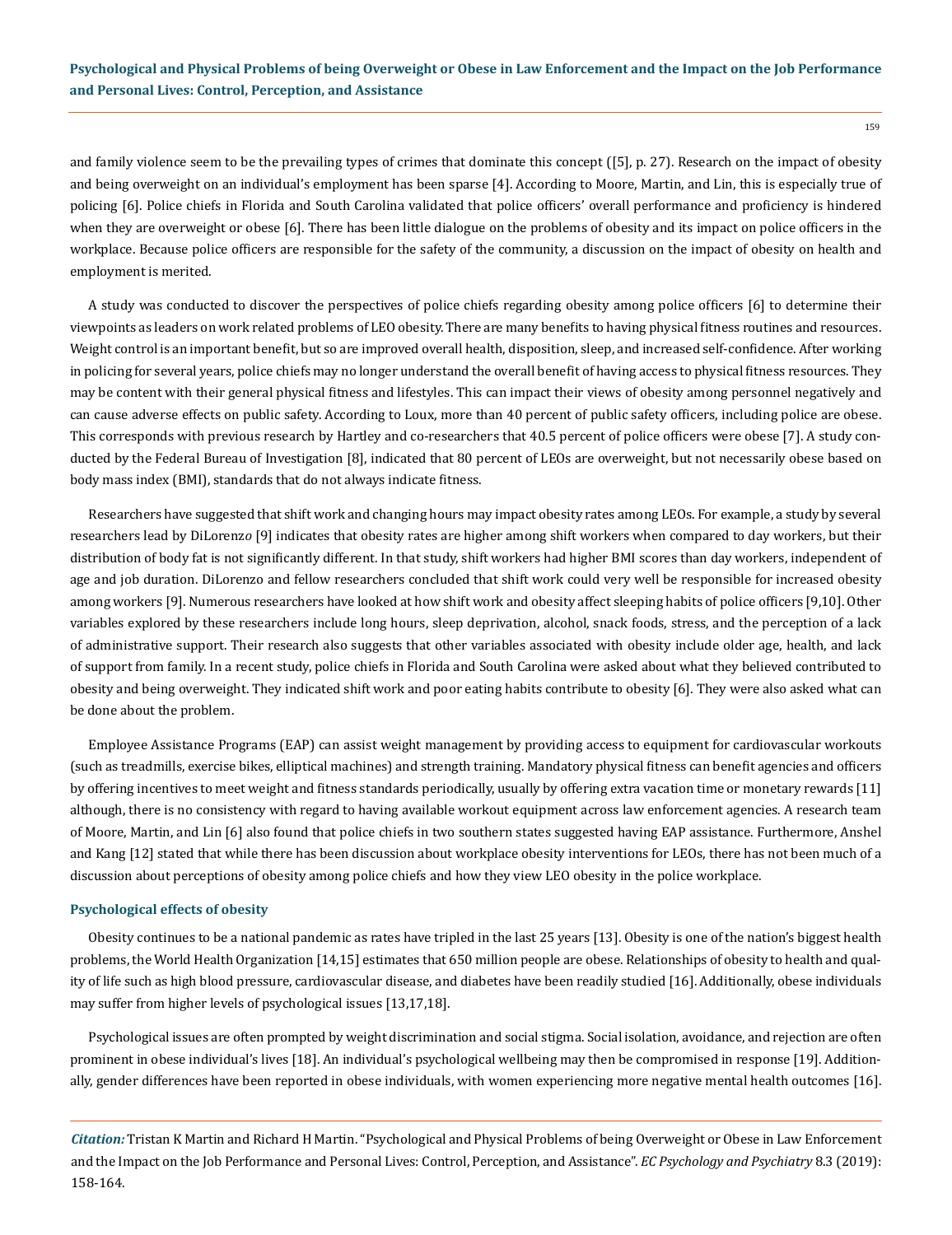and family violence seem to be the prevailing types of crimes that dominate this concept ([5], p. 27). Research on the impact of obesity and being overweight on an individual's employment has been sparse [4]. According to Moore, Martin, and Lin, this is especially true of policing [6]. Police chiefs in Florida and South Carolina validated that police officers' overall performance and proficiency is hindered when they are overweight or obese [6]. There has been little dialogue on the problems of obesity and its impact on police officers in the workplace. Because police officers are responsible for the safety of the community, a discussion on the impact of obesity on health and employment is merited.

A study was conducted to discover the perspectives of police chiefs regarding obesity among police officers [6] to determine their viewpoints as leaders on work related problems of LEO obesity. There are many benefits to having physical fitness routines and resources. Weight control is an important benefit, but so are improved overall health, disposition, sleep, and increased self-confidence. After working in policing for several years, police chiefs may no longer understand the overall benefit of having access to physical fitness resources. They may be content with their general physical fitness and lifestyles. This can impact their views of obesity among personnel negatively and can cause adverse effects on public safety. According to Loux, more than 40 percent of public safety officers, including police are obese. This corresponds with previous research by Hartley and co-researchers that 40.5 percent of police officers were obese [7]. A study conducted by the Federal Bureau of Investigation [8], indicated that 80 percent of LEOs are overweight, but not necessarily obese based on body mass index (BMI), standards that do not always indicate fitness.

Researchers have suggested that shift work and changing hours may impact obesity rates among LEOs. For example, a study by several researchers lead by DiLorenzo [9] indicates that obesity rates are higher among shift workers when compared to day workers, but their distribution of body fat is not significantly different. In that study, shift workers had higher BMI scores than day workers, independent of age and job duration. DiLorenzo and fellow researchers concluded that shift work could very well be responsible for increased obesity among workers [9]. Numerous researchers have looked at how shift work and obesity affect sleeping habits of police officers [9,10]. Other variables explored by these researchers include long hours, sleep deprivation, alcohol, snack foods, stress, and the perception of a lack of administrative support. Their research also suggests that other variables associated with obesity include older age, health, and lack of support from family. In a recent study, police chiefs in Florida and South Carolina were asked about what they believed contributed to obesity and being overweight. They indicated shift work and poor eating habits contribute to obesity [6]. They were also asked what can be done about the problem.

Employee Assistance Programs (EAP) can assist weight management by providing access to equipment for cardiovascular workouts (such as treadmills, exercise bikes, elliptical machines) and strength training. Mandatory physical fitness can benefit agencies and officers by offering incentives to meet weight and fitness standards periodically, usually by offering extra vacation time or monetary rewards [11] although, there is no consistency with regard to having available workout equipment across law enforcement agencies. A research team of Moore, Martin, and Lin [6] also found that police chiefs in two southern states suggested having EAP assistance. Furthermore, Anshel and Kang [12] stated that while there has been discussion about workplace obesity interventions for LEOs, there has not been much of a discussion about perceptions of obesity among police chiefs and how they view LEO obesity in the police workplace.

### Psychological effects of obesity

Obesity continues to be a national pandemic as rates have tripled in the last 25 years [13]. Obesity is one of the nation's biggest health problems, the World Health Organization [14,15] estimates that 650 million people are obese. Relationships of obesity to health and quality of life such as high blood pressure, cardiovascular disease, and diabetes have been readily studied [16]. Additionally, obese individuals may suffer from higher levels of psychological issues [13,17,18].

Psychological issues are often prompted by weight discrimination and social stigma. Social isolation, avoidance, and rejection are often prominent in obese individual's lives [18]. An individual's psychological wellbeing may then be compromised in response [19]. Additionally, gender differences have been reported in obese individuals, with women experiencing more negative mental health outcomes [16].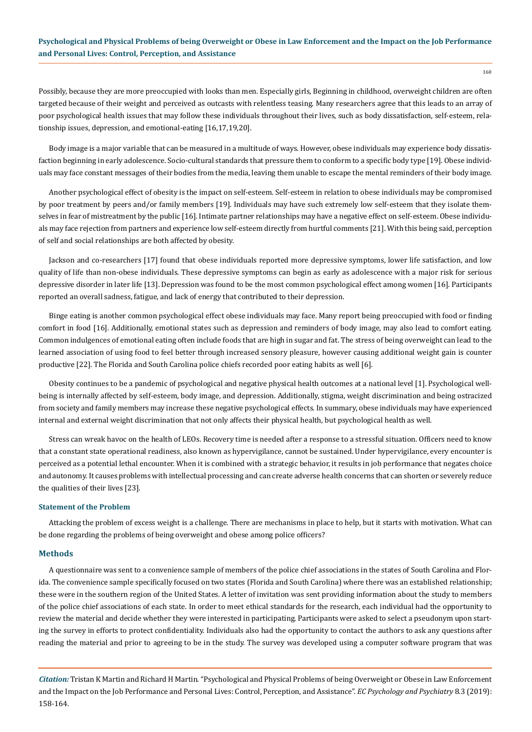Possibly, because they are more preoccupied with looks than men. Especially girls, Beginning in childhood, overweight children are often targeted because of their weight and perceived as outcasts with relentless teasing. Many researchers agree that this leads to an array of poor psychological health issues that may follow these individuals throughout their lives, such as body dissatisfaction, self-esteem, relationship issues, depression, and emotional-eating [16,17,19,20].

Body image is a major variable that can be measured in a multitude of ways. However, obese individuals may experience body dissatisfaction beginning in early adolescence. Socio-cultural standards that pressure them to conform to a specific body type [19]. Obese individuals may face constant messages of their bodies from the media, leaving them unable to escape the mental reminders of their body image.

Another psychological effect of obesity is the impact on self-esteem. Self-esteem in relation to obese individuals may be compromised by poor treatment by peers and/or family members [19]. Individuals may have such extremely low self-esteem that they isolate themselves in fear of mistreatment by the public [16]. Intimate partner relationships may have a negative effect on self-esteem. Obese individuals may face rejection from partners and experience low self-esteem directly from hurtful comments [21]. With this being said, perception of self and social relationships are both affected by obesity.

Jackson and co-researchers [17] found that obese individuals reported more depressive symptoms, lower life satisfaction, and low quality of life than non-obese individuals. These depressive symptoms can begin as early as adolescence with a major risk for serious depressive disorder in later life [13]. Depression was found to be the most common psychological effect among women [16]. Participants reported an overall sadness, fatigue, and lack of energy that contributed to their depression.

Binge eating is another common psychological effect obese individuals may face. Many report being preoccupied with food or finding comfort in food [16]. Additionally, emotional states such as depression and reminders of body image, may also lead to comfort eating. Common indulgences of emotional eating often include foods that are high in sugar and fat. The stress of being overweight can lead to the learned association of using food to feel better through increased sensory pleasure, however causing additional weight gain is counter productive [22]. The Florida and South Carolina police chiefs recorded poor eating habits as well [6].

Obesity continues to be a pandemic of psychological and negative physical health outcomes at a national level [1]. Psychological well-being is internally affected by self-esteem, body image, and depression. Additionally, stigma, weight discrimination and being ostracized from society and family members may increase these negative psychological effects. In summary, obese individuals may have experienced internal and external weight discrimination that not only affects their physical health, but psychological health as well.

Stress can wreak havoc on the health of LEOs. Recovery time is needed after a response to a stressful situation. Officers need to know that a constant state operational readiness, also known as hypervigilance, cannot be sustained. Under hypervigilance, every encounter is perceived as a potential lethal encounter. When it is combined with a strategic behavior, it results in job performance that negates choice and autonomy. It causes problems with intellectual processing and can create adverse health concerns that can shorten or severely reduce the qualities of their lives [23].

### Statement of the Problem

Attacking the problem of excess weight is a challenge. There are mechanisms in place to help, but it starts with motivation. What can be done regarding the problems of being overweight and obese among police officers?

## Methods

A questionnaire was sent to a convenience sample of members of the police chief associations in the states of South Carolina and Florida. The convenience sample specifically focused on two states (Florida and South Carolina) where there was an established relationship; these were in the southern region of the United States. A letter of invitation was sent providing information about the study to members of the police chief associations of each state. In order to meet ethical standards for the research, each individual had the opportunity to review the material and decide whether they were interested in participating. Participants were asked to select a pseudonym upon starting the survey in efforts to protect confidentiality. Individuals also had the opportunity to contact the authors to ask any questions after reading the material and prior to agreeing to be in the study. The survey was developed using a computer software program that was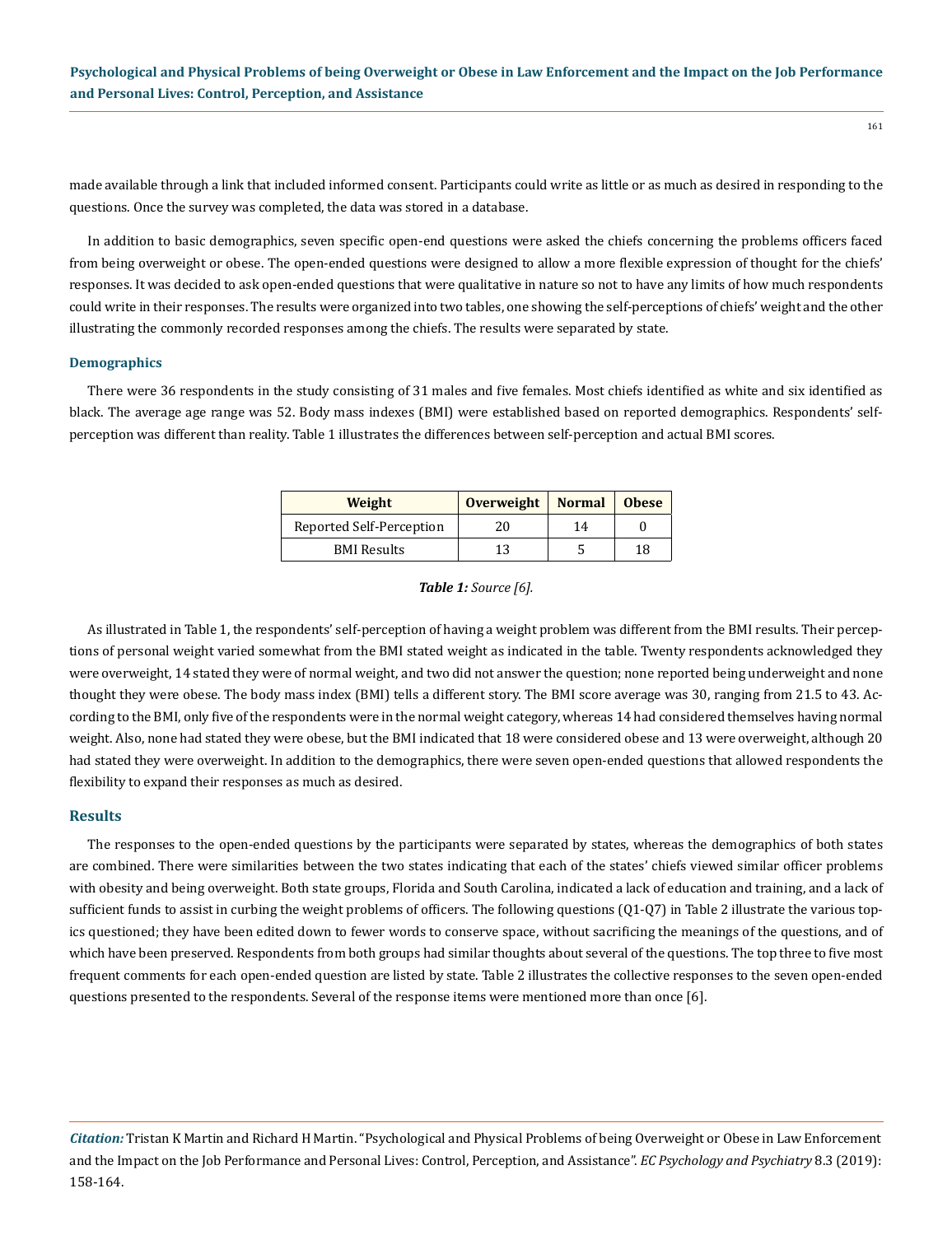made available through a link that included informed consent. Participants could write as little or as much as desired in responding to the questions. Once the survey was completed, the data was stored in a database.

In addition to basic demographics, seven specific open-end questions were asked the chiefs concerning the problems officers faced from being overweight or obese. The open-ended questions were designed to allow a more flexible expression of thought for the chiefs' responses. It was decided to ask open-ended questions that were qualitative in nature so not to have any limits of how much respondents could write in their responses. The results were organized into two tables, one showing the self-perceptions of chiefs' weight and the other illustrating the commonly recorded responses among the chiefs. The results were separated by state.

### Demographics

There were 36 respondents in the study consisting of 31 males and five females. Most chiefs identified as white and six identified as black. The average age range was 52. Body mass indexes (BMI) were established based on reported demographics. Respondents' self-perception was different than reality. Table 1 illustrates the differences between self-perception and actual BMI scores.

| Weight | Overweight | Normal | Obese |
|---|---|---|---|
| Reported Self-Perception | 20 | 14 | 0 |
| BMI Results | 13 | 5 | 18 |

***Table 1:*** *Source [6].*

As illustrated in Table 1, the respondents' self-perception of having a weight problem was different from the BMI results. Their perceptions of personal weight varied somewhat from the BMI stated weight as indicated in the table. Twenty respondents acknowledged they were overweight, 14 stated they were of normal weight, and two did not answer the question; none reported being underweight and none thought they were obese. The body mass index (BMI) tells a different story. The BMI score average was 30, ranging from 21.5 to 43. According to the BMI, only five of the respondents were in the normal weight category, whereas 14 had considered themselves having normal weight. Also, none had stated they were obese, but the BMI indicated that 18 were considered obese and 13 were overweight, although 20 had stated they were overweight. In addition to the demographics, there were seven open-ended questions that allowed respondents the flexibility to expand their responses as much as desired.

## Results

The responses to the open-ended questions by the participants were separated by states, whereas the demographics of both states are combined. There were similarities between the two states indicating that each of the states' chiefs viewed similar officer problems with obesity and being overweight. Both state groups, Florida and South Carolina, indicated a lack of education and training, and a lack of sufficient funds to assist in curbing the weight problems of officers. The following questions (Q1-Q7) in Table 2 illustrate the various topics questioned; they have been edited down to fewer words to conserve space, without sacrificing the meanings of the questions, and of which have been preserved. Respondents from both groups had similar thoughts about several of the questions. The top three to five most frequent comments for each open-ended question are listed by state. Table 2 illustrates the collective responses to the seven open-ended questions presented to the respondents. Several of the response items were mentioned more than once [6].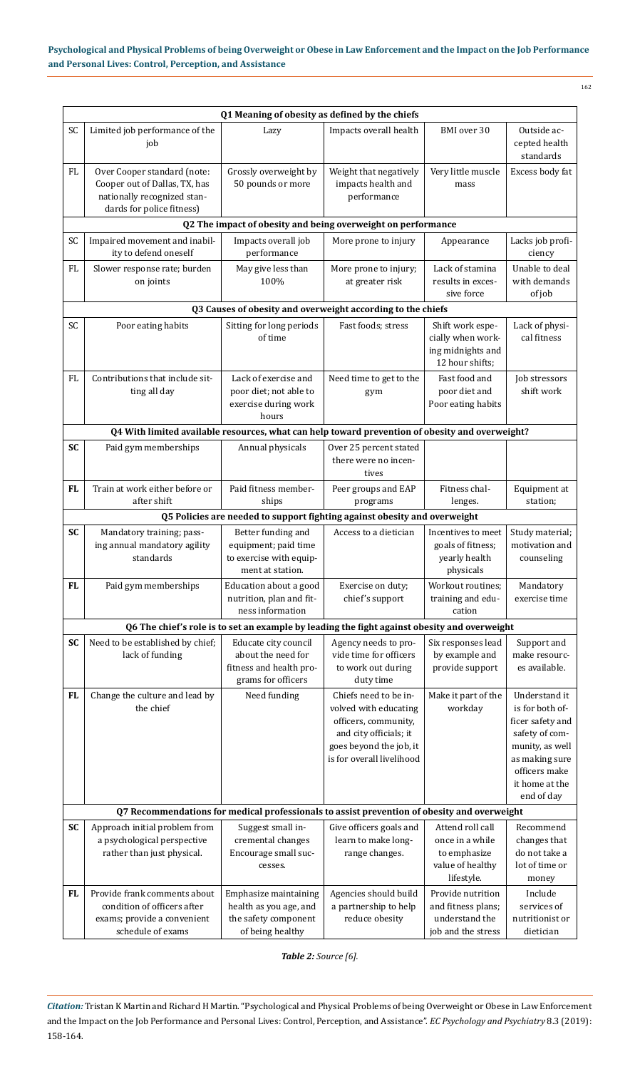| | | | | | |
|---|---|---|---|---|---|
| **Q1 Meaning of obesity as defined by the chiefs** | | | | | |
| SC | Limited job performance of the job | Lazy | Impacts overall health | BMI over 30 | Outside accepted health standards |
| FL | Over Cooper standard (note: Cooper out of Dallas, TX, has nationally recognized standards for police fitness) | Grossly overweight by 50 pounds or more | Weight that negatively impacts health and performance | Very little muscle mass | Excess body fat |
| **Q2 The impact of obesity and being overweight on performance** | | | | | |
| SC | Impaired movement and inability to defend oneself | Impacts overall job performance | More prone to injury | Appearance | Lacks job proficiency |
| FL | Slower response rate; burden on joints | May give less than 100% | More prone to injury; at greater risk | Lack of stamina results in excessive force | Unable to deal with demands of job |
| **Q3 Causes of obesity and overweight according to the chiefs** | | | | | |
| SC | Poor eating habits | Sitting for long periods of time | Fast foods; stress | Shift work especially when working midnights and 12 hour shifts; | Lack of physical fitness |
| FL | Contributions that include sitting all day | Lack of exercise and poor diet; not able to exercise during work hours | Need time to get to the gym | Fast food and poor diet and Poor eating habits | Job stressors shift work |
| **Q4 With limited available resources, what can help toward prevention of obesity and overweight?** | | | | | |
| **SC** | Paid gym memberships | Annual physicals | Over 25 percent stated there were no incentives | | |
| **FL** | Train at work either before or after shift | Paid fitness memberships | Peer groups and EAP programs | Fitness challenges. | Equipment at station; |
| **Q5 Policies are needed to support fighting against obesity and overweight** | | | | | |
| **SC** | Mandatory training; passing annual mandatory agility standards | Better funding and equipment; paid time to exercise with equipment at station. | Access to a dietician | Incentives to meet goals of fitness; yearly health physicals | Study material; motivation and counseling |
| **FL** | Paid gym memberships | Education about a good nutrition, plan and fitness information | Exercise on duty; chief's support | Workout routines; training and education | Mandatory exercise time |
| **Q6 The chief's role is to set an example by leading the fight against obesity and overweight** | | | | | |
| **SC** | Need to be established by chief; lack of funding | Educate city council about the need for fitness and health programs for officers | Agency needs to provide time for officers to work out during duty time | Six responses lead by example and provide support | Support and make resources available. |
| **FL** | Change the culture and lead by the chief | Need funding | Chiefs need to be involved with educating officers, community, and city officials; it goes beyond the job, it is for overall livelihood | Make it part of the workday | Understand it is for both officer safety and safety of community, as well as making sure officers make it home at the end of day |
| **Q7 Recommendations for medical professionals to assist prevention of obesity and overweight** | | | | | |
| **SC** | Approach initial problem from a psychological perspective rather than just physical. | Suggest small incremental changes Encourage small successes. | Give officers goals and learn to make long-range changes. | Attend roll call once in a while to emphasize value of healthy lifestyle. | Recommend changes that do not take a lot of time or money |
| **FL** | Provide frank comments about condition of officers after exams; provide a convenient schedule of exams | Emphasize maintaining health as you age, and the safety component of being healthy | Agencies should build a partnership to help reduce obesity | Provide nutrition and fitness plans; understand the job and the stress | Include services of nutritionist or dietician |

***Table 2:** Source [6].*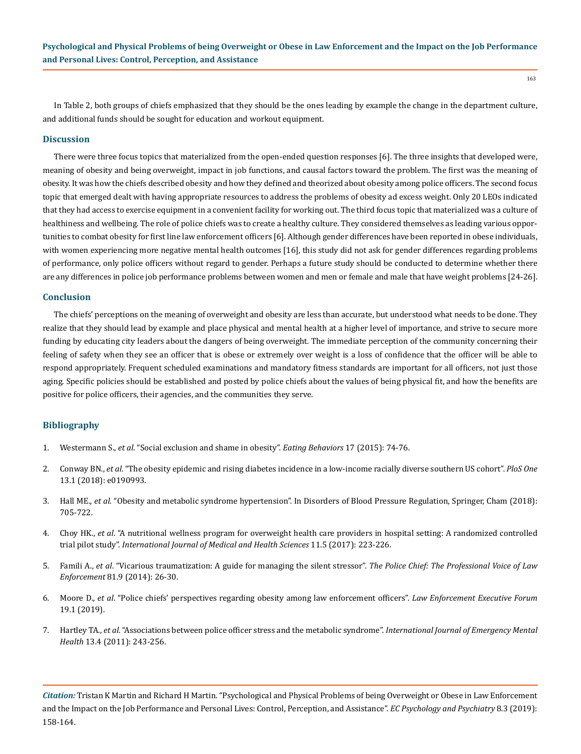In Table 2, both groups of chiefs emphasized that they should be the ones leading by example the change in the department culture, and additional funds should be sought for education and workout equipment.

## Discussion

There were three focus topics that materialized from the open-ended question responses [6]. The three insights that developed were, meaning of obesity and being overweight, impact in job functions, and causal factors toward the problem. The first was the meaning of obesity. It was how the chiefs described obesity and how they defined and theorized about obesity among police officers. The second focus topic that emerged dealt with having appropriate resources to address the problems of obesity ad excess weight. Only 20 LEOs indicated that they had access to exercise equipment in a convenient facility for working out. The third focus topic that materialized was a culture of healthiness and wellbeing. The role of police chiefs was to create a healthy culture. They considered themselves as leading various opportunities to combat obesity for first line law enforcement officers [6]. Although gender differences have been reported in obese individuals, with women experiencing more negative mental health outcomes [16], this study did not ask for gender differences regarding problems of performance, only police officers without regard to gender. Perhaps a future study should be conducted to determine whether there are any differences in police job performance problems between women and men or female and male that have weight problems [24-26].

## Conclusion

The chiefs' perceptions on the meaning of overweight and obesity are less than accurate, but understood what needs to be done. They realize that they should lead by example and place physical and mental health at a higher level of importance, and strive to secure more funding by educating city leaders about the dangers of being overweight. The immediate perception of the community concerning their feeling of safety when they see an officer that is obese or extremely over weight is a loss of confidence that the officer will be able to respond appropriately. Frequent scheduled examinations and mandatory fitness standards are important for all officers, not just those aging. Specific policies should be established and posted by police chiefs about the values of being physical fit, and how the benefits are positive for police officers, their agencies, and the communities they serve.

## Bibliography

1. Westermann S., *et al*. "Social exclusion and shame in obesity". *Eating Behaviors* 17 (2015): 74-76.
2. Conway BN., *et al*. "The obesity epidemic and rising diabetes incidence in a low-income racially diverse southern US cohort". *PloS One* 13.1 (2018): e0190993.
3. Hall ME., *et al*. "Obesity and metabolic syndrome hypertension". In Disorders of Blood Pressure Regulation, Springer, Cham (2018): 705-722.
4. Choy HK., *et al*. "A nutritional wellness program for overweight health care providers in hospital setting: A randomized controlled trial pilot study". *International Journal of Medical and Health Sciences* 11.5 (2017): 223-226.
5. Famili A., *et al*. "Vicarious traumatization: A guide for managing the silent stressor". *The Police Chief: The Professional Voice of Law Enforcement* 81.9 (2014): 26-30.
6. Moore D., *et al*. "Police chiefs' perspectives regarding obesity among law enforcement officers". *Law Enforcement Executive Forum* 19.1 (2019).
7. Hartley TA., *et al*. "Associations between police officer stress and the metabolic syndrome". *International Journal of Emergency Mental Health* 13.4 (2011): 243-256.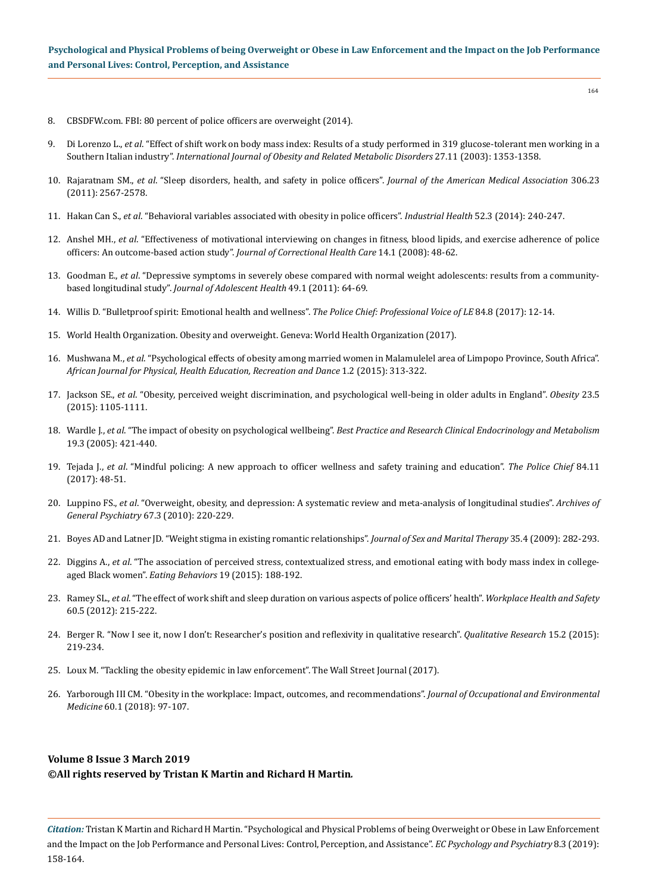8. CBSDFW.com. FBI: 80 percent of police officers are overweight (2014).

9. Di Lorenzo L., *et al*. "Effect of shift work on body mass index: Results of a study performed in 319 glucose-tolerant men working in a Southern Italian industry". *International Journal of Obesity and Related Metabolic Disorders* 27.11 (2003): 1353-1358.

10. Rajaratnam SM., *et al*. "Sleep disorders, health, and safety in police officers". *Journal of the American Medical Association* 306.23 (2011): 2567-2578.

11. Hakan Can S., *et al*. "Behavioral variables associated with obesity in police officers". *Industrial Health* 52.3 (2014): 240-247.

12. Anshel MH., *et al*. "Effectiveness of motivational interviewing on changes in fitness, blood lipids, and exercise adherence of police officers: An outcome-based action study". *Journal of Correctional Health Care* 14.1 (2008): 48-62.

13. Goodman E., *et al*. "Depressive symptoms in severely obese compared with normal weight adolescents: results from a community-based longitudinal study". *Journal of Adolescent Health* 49.1 (2011): 64-69.

14. Willis D. "Bulletproof spirit: Emotional health and wellness". *The Police Chief: Professional Voice of LE* 84.8 (2017): 12-14.

15. World Health Organization. Obesity and overweight. Geneva: World Health Organization (2017).

16. Mushwana M., *et al*. "Psychological effects of obesity among married women in Malamulelel area of Limpopo Province, South Africa". *African Journal for Physical, Health Education, Recreation and Dance* 1.2 (2015): 313-322.

17. Jackson SE., *et al*. "Obesity, perceived weight discrimination, and psychological well-being in older adults in England". *Obesity* 23.5 (2015): 1105-1111.

18. Wardle J., *et al*. "The impact of obesity on psychological wellbeing". *Best Practice and Research Clinical Endocrinology and Metabolism* 19.3 (2005): 421-440.

19. Tejada J., *et al*. "Mindful policing: A new approach to officer wellness and safety training and education". *The Police Chief* 84.11 (2017): 48-51.

20. Luppino FS., *et al*. "Overweight, obesity, and depression: A systematic review and meta-analysis of longitudinal studies". *Archives of General Psychiatry* 67.3 (2010): 220-229.

21. Boyes AD and Latner JD. "Weight stigma in existing romantic relationships". *Journal of Sex and Marital Therapy* 35.4 (2009): 282-293.

22. Diggins A., *et al*. "The association of perceived stress, contextualized stress, and emotional eating with body mass index in college-aged Black women". *Eating Behaviors* 19 (2015): 188-192.

23. Ramey SL., *et al*. "The effect of work shift and sleep duration on various aspects of police officers' health". *Workplace Health and Safety* 60.5 (2012): 215-222.

24. Berger R. "Now I see it, now I don't: Researcher's position and reflexivity in qualitative research". *Qualitative Research* 15.2 (2015): 219-234.

25. Loux M. "Tackling the obesity epidemic in law enforcement". The Wall Street Journal (2017).

26. Yarborough III CM. "Obesity in the workplace: Impact, outcomes, and recommendations". *Journal of Occupational and Environmental Medicine* 60.1 (2018): 97-107.

**Volume 8 Issue 3 March 2019**
**©All rights reserved by Tristan K Martin and Richard H Martin.**